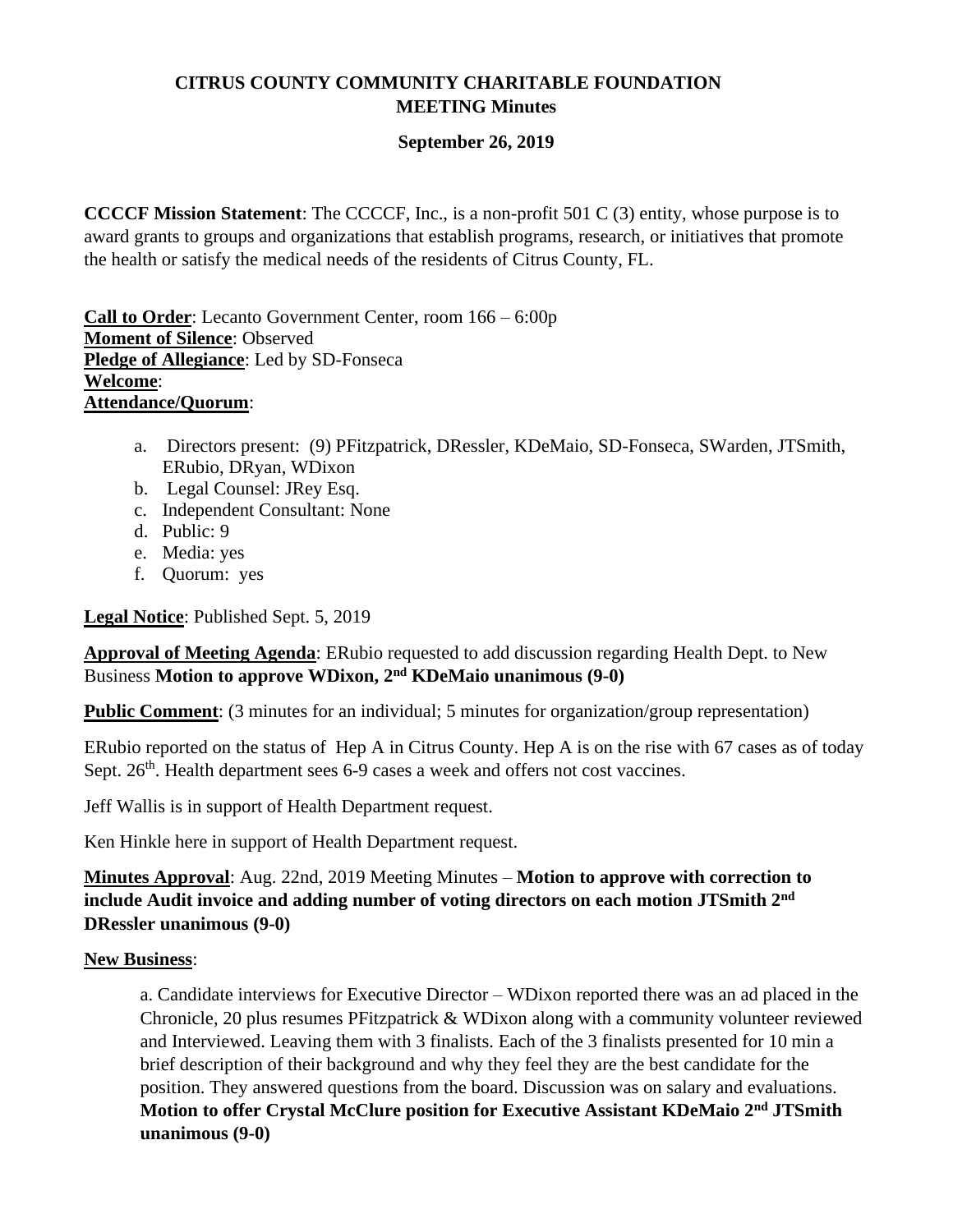# CITRUS COUNTY COMMUNITY CHARITABLE FOUNDATION
## MEETING Minutes

### September 26, 2019

**CCCCF Mission Statement**: The CCCCF, Inc., is a non-profit 501 C (3) entity, whose purpose is to award grants to groups and organizations that establish programs, research, or initiatives that promote the health or satisfy the medical needs of the residents of Citrus County, FL.

**Call to Order**: Lecanto Government Center, room 166 – 6:00p
**Moment of Silence**: Observed
**Pledge of Allegiance**: Led by SD-Fonseca
**Welcome**:
**Attendance/Quorum**:

a. Directors present: (9) PFitzpatrick, DRessler, KDeMaio, SD-Fonseca, SWarden, JTSmith, ERubio, DRyan, WDixon
b. Legal Counsel: JRey Esq.
c. Independent Consultant: None
d. Public: 9
e. Media: yes
f. Quorum: yes

**Legal Notice**: Published Sept. 5, 2019

**Approval of Meeting Agenda**: ERubio requested to add discussion regarding Health Dept. to New Business **Motion to approve WDixon, 2nd KDeMaio unanimous (9-0)**

**Public Comment**: (3 minutes for an individual; 5 minutes for organization/group representation)

ERubio reported on the status of Hep A in Citrus County. Hep A is on the rise with 67 cases as of today Sept. 26th. Health department sees 6-9 cases a week and offers not cost vaccines.

Jeff Wallis is in support of Health Department request.

Ken Hinkle here in support of Health Department request.

**Minutes Approval**: Aug. 22nd, 2019 Meeting Minutes – **Motion to approve with correction to include Audit invoice and adding number of voting directors on each motion JTSmith 2nd DRessler unanimous (9-0)**

**New Business**:

a. Candidate interviews for Executive Director – WDixon reported there was an ad placed in the Chronicle, 20 plus resumes PFitzpatrick & WDixon along with a community volunteer reviewed and Interviewed. Leaving them with 3 finalists. Each of the 3 finalists presented for 10 min a brief description of their background and why they feel they are the best candidate for the position. They answered questions from the board. Discussion was on salary and evaluations. **Motion to offer Crystal McClure position for Executive Assistant KDeMaio 2nd JTSmith unanimous (9-0)**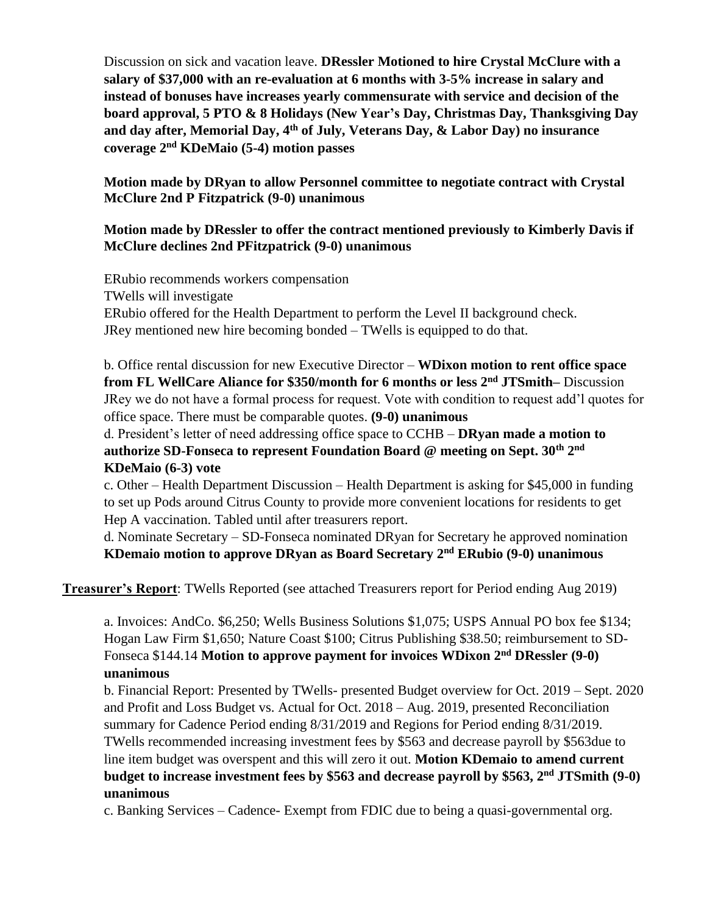Discussion on sick and vacation leave. **DRessler Motioned to hire Crystal McClure with a salary of $37,000 with an re-evaluation at 6 months with 3-5% increase in salary and instead of bonuses have increases yearly commensurate with service and decision of the board approval, 5 PTO & 8 Holidays (New Year's Day, Christmas Day, Thanksgiving Day and day after, Memorial Day, 4th of July, Veterans Day, & Labor Day) no insurance coverage 2nd KDeMaio (5-4) motion passes**

**Motion made by DRyan to allow Personnel committee to negotiate contract with Crystal McClure 2nd P Fitzpatrick (9-0) unanimous**

**Motion made by DRessler to offer the contract mentioned previously to Kimberly Davis if McClure declines 2nd PFitzpatrick (9-0) unanimous**

ERubio recommends workers compensation
TWells will investigate
ERubio offered for the Health Department to perform the Level II background check.
JRey mentioned new hire becoming bonded – TWells is equipped to do that.

b. Office rental discussion for new Executive Director – **WDixon motion to rent office space from FL WellCare Aliance for $350/month for 6 months or less 2nd JTSmith–** Discussion JRey we do not have a formal process for request. Vote with condition to request add'l quotes for office space. There must be comparable quotes. **(9-0) unanimous**

d. President's letter of need addressing office space to CCHB – **DRyan made a motion to authorize SD-Fonseca to represent Foundation Board @ meeting on Sept. 30th 2nd KDeMaio (6-3) vote**

c. Other – Health Department Discussion – Health Department is asking for $45,000 in funding to set up Pods around Citrus County to provide more convenient locations for residents to get Hep A vaccination. Tabled until after treasurers report.

d. Nominate Secretary – SD-Fonseca nominated DRyan for Secretary he approved nomination **KDemaio motion to approve DRyan as Board Secretary 2nd ERubio (9-0) unanimous**

**Treasurer's Report**: TWells Reported (see attached Treasurers report for Period ending Aug 2019)

a. Invoices: AndCo. $6,250; Wells Business Solutions $1,075; USPS Annual PO box fee $134; Hogan Law Firm $1,650; Nature Coast $100; Citrus Publishing $38.50; reimbursement to SD-Fonseca $144.14 **Motion to approve payment for invoices WDixon 2nd DRessler (9-0) unanimous**

b. Financial Report: Presented by TWells- presented Budget overview for Oct. 2019 – Sept. 2020 and Profit and Loss Budget vs. Actual for Oct. 2018 – Aug. 2019, presented Reconciliation summary for Cadence Period ending 8/31/2019 and Regions for Period ending 8/31/2019. TWells recommended increasing investment fees by $563 and decrease payroll by $563due to line item budget was overspent and this will zero it out. **Motion KDemaio to amend current budget to increase investment fees by $563 and decrease payroll by $563, 2nd JTSmith (9-0) unanimous**

c. Banking Services – Cadence- Exempt from FDIC due to being a quasi-governmental org.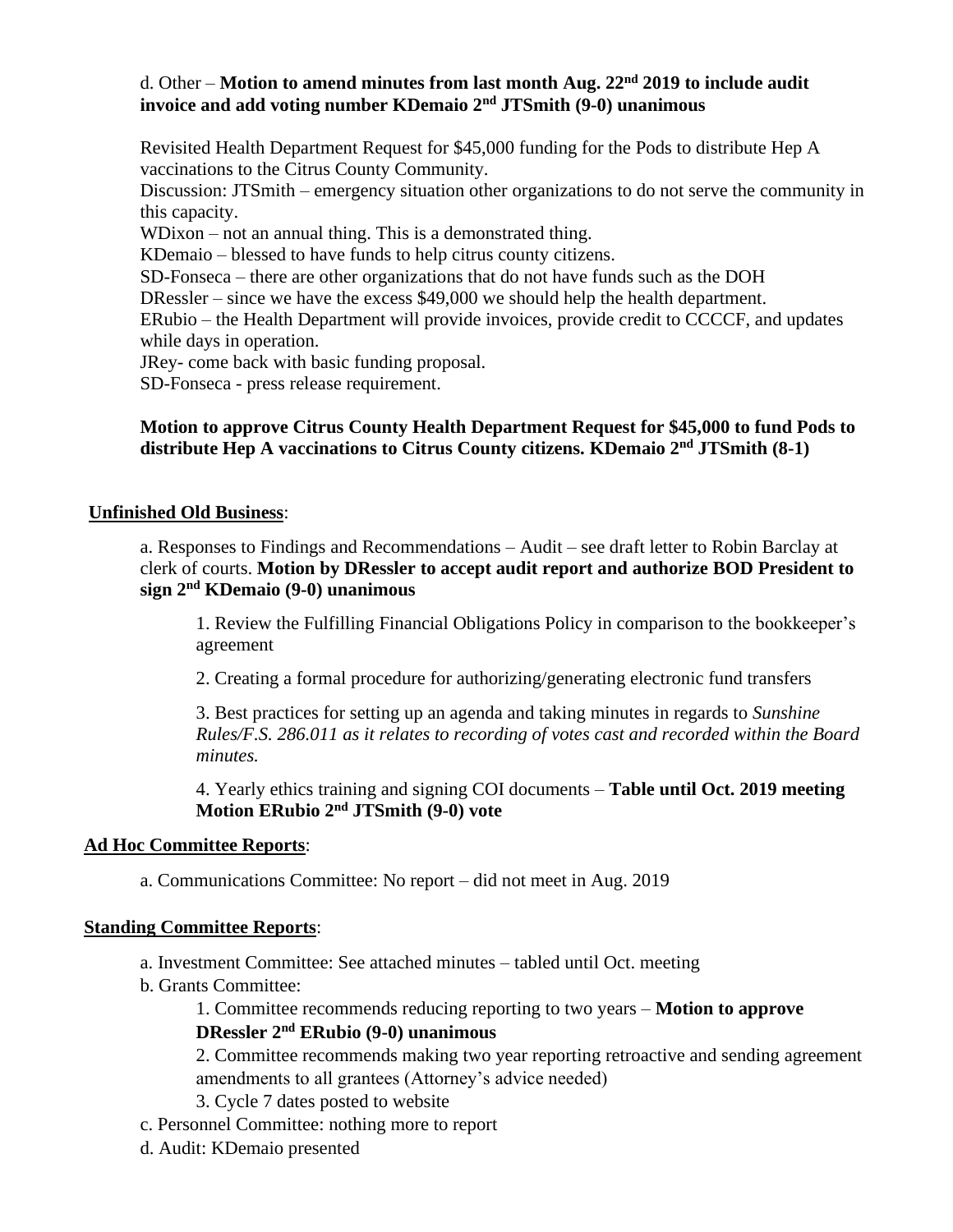d. Other – **Motion to amend minutes from last month Aug. 22nd 2019 to include audit invoice and add voting number KDemaio 2nd JTSmith (9-0) unanimous**

Revisited Health Department Request for $45,000 funding for the Pods to distribute Hep A vaccinations to the Citrus County Community.

Discussion: JTSmith – emergency situation other organizations to do not serve the community in this capacity.

WDixon – not an annual thing. This is a demonstrated thing.

KDemaio – blessed to have funds to help citrus county citizens.

SD-Fonseca – there are other organizations that do not have funds such as the DOH

DRessler – since we have the excess $49,000 we should help the health department.

ERubio – the Health Department will provide invoices, provide credit to CCCCF, and updates while days in operation.

JRey- come back with basic funding proposal.

SD-Fonseca - press release requirement.

**Motion to approve Citrus County Health Department Request for $45,000 to fund Pods to distribute Hep A vaccinations to Citrus County citizens. KDemaio 2nd JTSmith (8-1)**

**Unfinished Old Business**:

a. Responses to Findings and Recommendations – Audit – see draft letter to Robin Barclay at clerk of courts. **Motion by DRessler to accept audit report and authorize BOD President to sign 2nd KDemaio (9-0) unanimous**

1. Review the Fulfilling Financial Obligations Policy in comparison to the bookkeeper's agreement

2. Creating a formal procedure for authorizing/generating electronic fund transfers

3. Best practices for setting up an agenda and taking minutes in regards to *Sunshine Rules/F.S. 286.011 as it relates to recording of votes cast and recorded within the Board minutes.*

4. Yearly ethics training and signing COI documents – **Table until Oct. 2019 meeting Motion ERubio 2nd JTSmith (9-0) vote**

**Ad Hoc Committee Reports**:

a. Communications Committee: No report – did not meet in Aug. 2019

**Standing Committee Reports**:

a. Investment Committee: See attached minutes – tabled until Oct. meeting

b. Grants Committee:

1. Committee recommends reducing reporting to two years – **Motion to approve DRessler 2nd ERubio (9-0) unanimous**

2. Committee recommends making two year reporting retroactive and sending agreement amendments to all grantees (Attorney's advice needed)

3. Cycle 7 dates posted to website

c. Personnel Committee: nothing more to report

d. Audit: KDemaio presented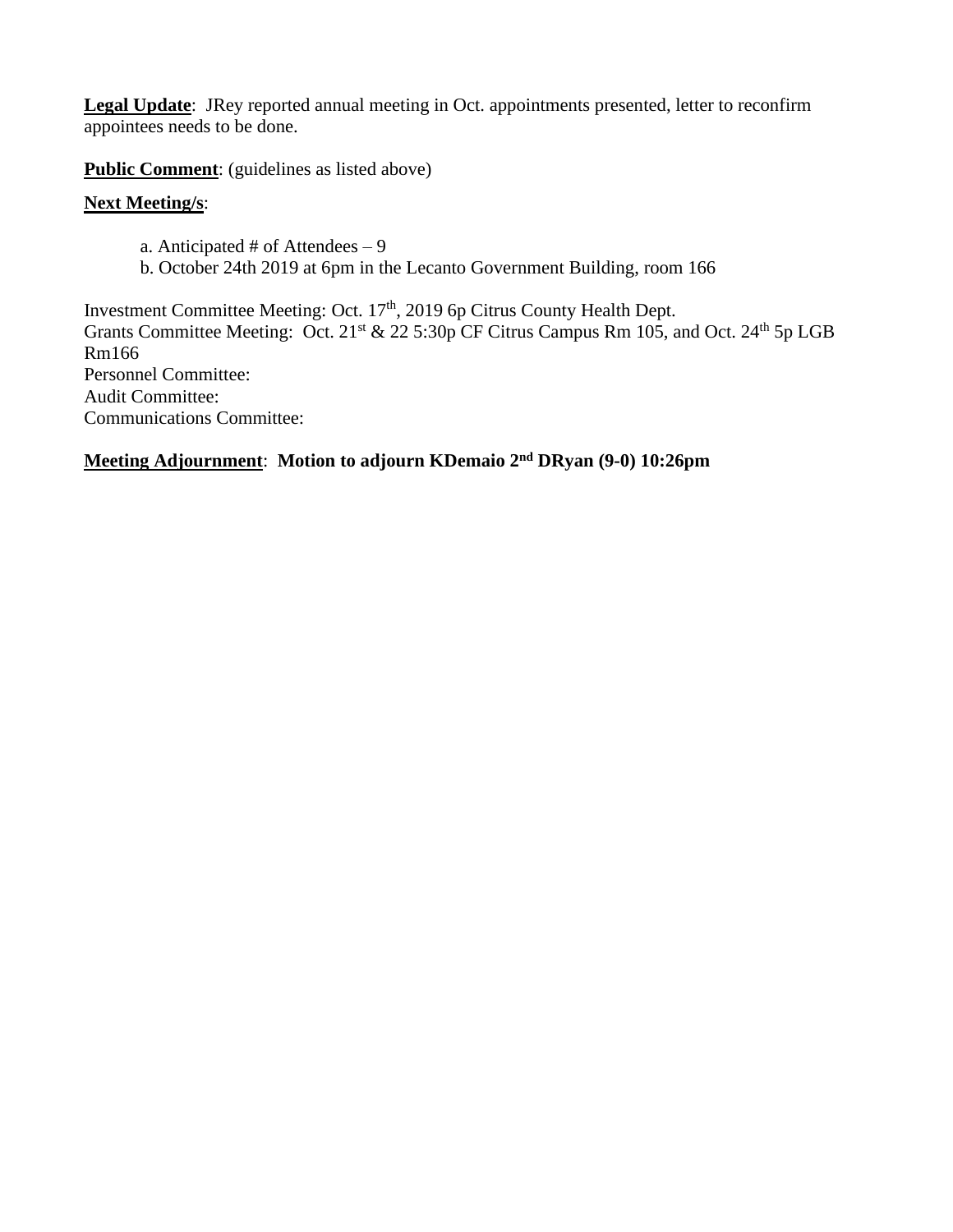**<u>Legal Update</u>**: JRey reported annual meeting in Oct. appointments presented, letter to reconfirm appointees needs to be done.

**<u>Public Comment</u>**: (guidelines as listed above)

**<u>Next Meeting/s</u>**:

a. Anticipated # of Attendees – 9
b. October 24th 2019 at 6pm in the Lecanto Government Building, room 166

Investment Committee Meeting: Oct. 17th, 2019 6p Citrus County Health Dept.
Grants Committee Meeting: Oct. 21st & 22 5:30p CF Citrus Campus Rm 105, and Oct. 24th 5p LGB Rm166
Personnel Committee:
Audit Committee:
Communications Committee:

**<u>Meeting Adjournment</u>**: **Motion to adjourn KDemaio 2nd DRyan (9-0) 10:26pm**